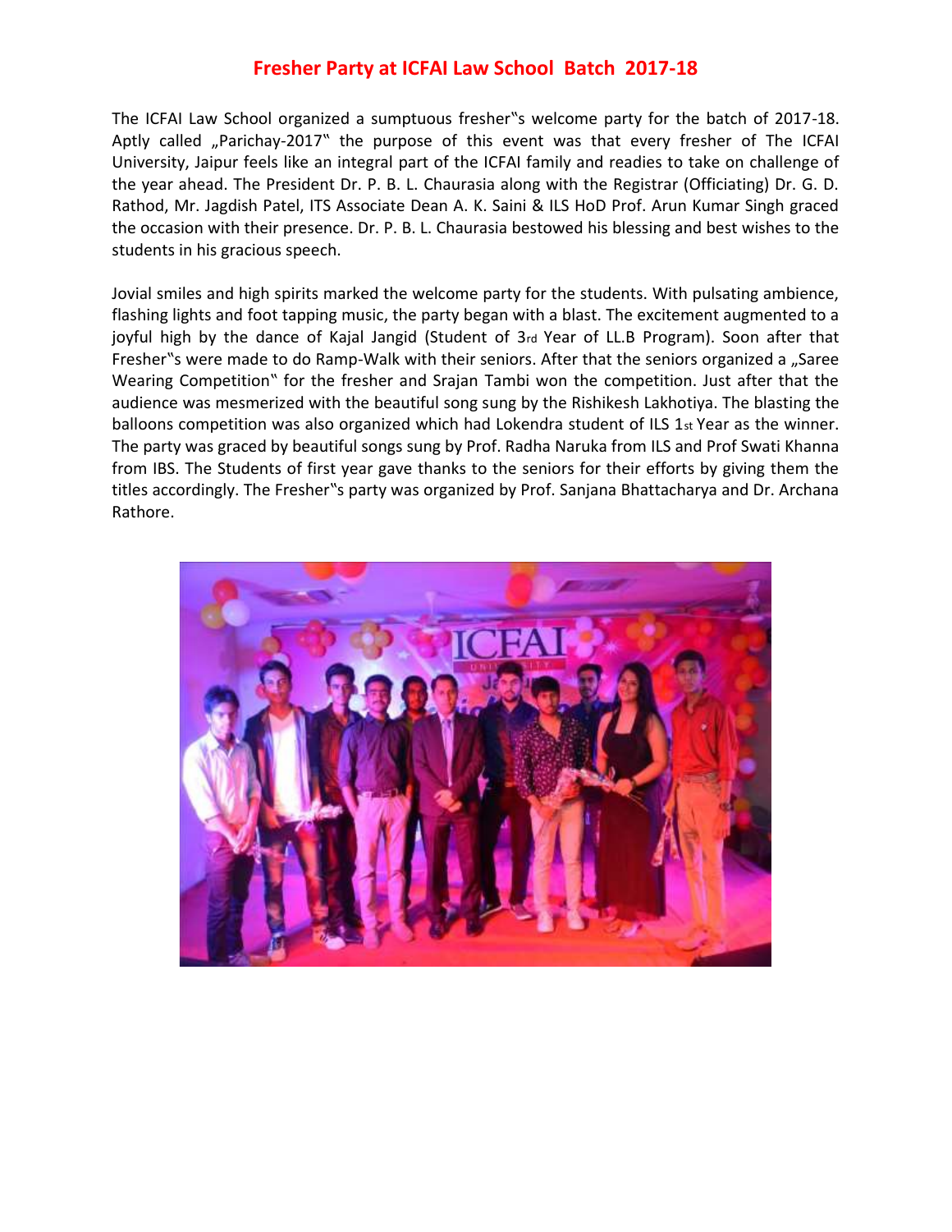# Fresher Party at ICFAI Law School Batch 2017-18

The ICFAI Law School organized a sumptuous fresher‟s welcome party for the batch of 2017-18. Aptly called „Parichay-2017‟ the purpose of this event was that every fresher of The ICFAI University, Jaipur feels like an integral part of the ICFAI family and readies to take on challenge of the year ahead. The President Dr. P. B. L. Chaurasia along with the Registrar (Officiating) Dr. G. D. Rathod, Mr. Jagdish Patel, ITS Associate Dean A. K. Saini & ILS HoD Prof. Arun Kumar Singh graced the occasion with their presence. Dr. P. B. L. Chaurasia bestowed his blessing and best wishes to the students in his gracious speech.

Jovial smiles and high spirits marked the welcome party for the students. With pulsating ambience, flashing lights and foot tapping music, the party began with a blast. The excitement augmented to a joyful high by the dance of Kajal Jangid (Student of 3rd Year of LL.B Program). Soon after that Fresher‟s were made to do Ramp-Walk with their seniors. After that the seniors organized a „Saree Wearing Competition‟ for the fresher and Srajan Tambi won the competition. Just after that the audience was mesmerized with the beautiful song sung by the Rishikesh Lakhotiya. The blasting the balloons competition was also organized which had Lokendra student of ILS 1st Year as the winner. The party was graced by beautiful songs sung by Prof. Radha Naruka from ILS and Prof Swati Khanna from IBS. The Students of first year gave thanks to the seniors for their efforts by giving them the titles accordingly. The Fresher‟s party was organized by Prof. Sanjana Bhattacharya and Dr. Archana Rathore.